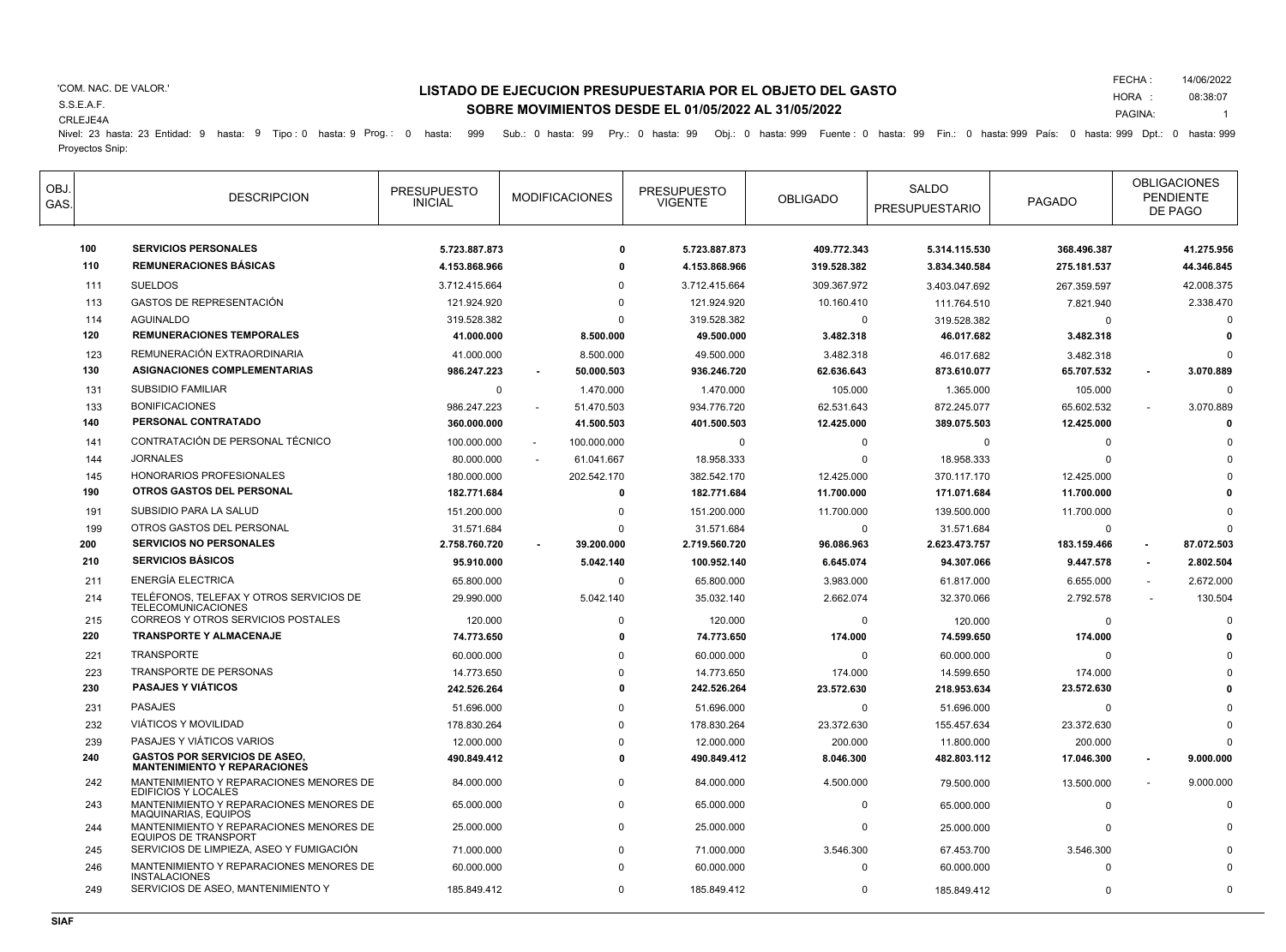'COM. NAC. DE VALOR.'
S.S.E.A.F.
CRLEJE4A

# LISTADO DE EJECUCION PRESUPUESTARIA POR EL OBJETO DEL GASTO
## SOBRE MOVIMIENTOS DESDE EL 01/05/2022 AL 31/05/2022

FECHA : 14/06/2022
HORA : 08:38:07
PAGINA: 1

Nivel: 23 hasta: 23 Entidad: 9 hasta: 9 Tipo : 0 hasta: 9 Prog. : 0 hasta: 999 Sub.: 0 hasta: 99 Pry.: 0 hasta: 99 Obj.: 0 hasta: 999 Fuente : 0 hasta: 99 Fin.: 0 hasta: 999 País: 0 hasta: 999 Dpt.: 0 hasta: 999
Proyectos Snip:

| OBJ. GAS. | DESCRIPCION | PRESUPUESTO INICIAL | MODIFICACIONES | PRESUPUESTO VIGENTE | OBLIGADO | SALDO PRESUPUESTARIO | PAGADO | OBLIGACIONES PENDIENTE DE PAGO |
|---|---|---|---|---|---|---|---|---|
| **100** | **SERVICIOS PERSONALES** | **5.723.887.873** | **0** | **5.723.887.873** | **409.772.343** | **5.314.115.530** | **368.496.387** | **41.275.956** |
| **110** | **REMUNERACIONES BÁSICAS** | **4.153.868.966** | **0** | **4.153.868.966** | **319.528.382** | **3.834.340.584** | **275.181.537** | **44.346.845** |
| 111 | SUELDOS | 3.712.415.664 | 0 | 3.712.415.664 | 309.367.972 | 3.403.047.692 | 267.359.597 | 42.008.375 |
| 113 | GASTOS DE REPRESENTACIÓN | 121.924.920 | 0 | 121.924.920 | 10.160.410 | 111.764.510 | 7.821.940 | 2.338.470 |
| 114 | AGUINALDO | 319.528.382 | 0 | 319.528.382 | 0 | 319.528.382 | 0 | 0 |
| **120** | **REMUNERACIONES TEMPORALES** | **41.000.000** | **8.500.000** | **49.500.000** | **3.482.318** | **46.017.682** | **3.482.318** | **0** |
| 123 | REMUNERACIÓN EXTRAORDINARIA | 41.000.000 | 8.500.000 | 49.500.000 | 3.482.318 | 46.017.682 | 3.482.318 | 0 |
| **130** | **ASIGNACIONES COMPLEMENTARIAS** | **986.247.223** | **- 50.000.503** | **936.246.720** | **62.636.643** | **873.610.077** | **65.707.532** | **- 3.070.889** |
| 131 | SUBSIDIO FAMILIAR | 0 | 1.470.000 | 1.470.000 | 105.000 | 1.365.000 | 105.000 | 0 |
| 133 | BONIFICACIONES | 986.247.223 | - 51.470.503 | 934.776.720 | 62.531.643 | 872.245.077 | 65.602.532 | - 3.070.889 |
| **140** | **PERSONAL CONTRATADO** | **360.000.000** | **41.500.503** | **401.500.503** | **12.425.000** | **389.075.503** | **12.425.000** | **0** |
| 141 | CONTRATACIÓN DE PERSONAL TÉCNICO | 100.000.000 | - 100.000.000 | 0 | 0 | 0 | 0 | 0 |
| 144 | JORNALES | 80.000.000 | - 61.041.667 | 18.958.333 | 0 | 18.958.333 | 0 | 0 |
| 145 | HONORARIOS PROFESIONALES | 180.000.000 | 202.542.170 | 382.542.170 | 12.425.000 | 370.117.170 | 12.425.000 | 0 |
| **190** | **OTROS GASTOS DEL PERSONAL** | **182.771.684** | **0** | **182.771.684** | **11.700.000** | **171.071.684** | **11.700.000** | **0** |
| 191 | SUBSIDIO PARA LA SALUD | 151.200.000 | 0 | 151.200.000 | 11.700.000 | 139.500.000 | 11.700.000 | 0 |
| 199 | OTROS GASTOS DEL PERSONAL | 31.571.684 | 0 | 31.571.684 | 0 | 31.571.684 | 0 | 0 |
| **200** | **SERVICIOS NO PERSONALES** | **2.758.760.720** | **- 39.200.000** | **2.719.560.720** | **96.086.963** | **2.623.473.757** | **183.159.466** | **- 87.072.503** |
| **210** | **SERVICIOS BÁSICOS** | **95.910.000** | **5.042.140** | **100.952.140** | **6.645.074** | **94.307.066** | **9.447.578** | **- 2.802.504** |
| 211 | ENERGÍA ELECTRICA | 65.800.000 | 0 | 65.800.000 | 3.983.000 | 61.817.000 | 6.655.000 | - 2.672.000 |
| 214 | TELÉFONOS, TELEFAX Y OTROS SERVICIOS DE TELECOMUNICACIONES | 29.990.000 | 5.042.140 | 35.032.140 | 2.662.074 | 32.370.066 | 2.792.578 | - 130.504 |
| 215 | CORREOS Y OTROS SERVICIOS POSTALES | 120.000 | 0 | 120.000 | 0 | 120.000 | 0 | 0 |
| **220** | **TRANSPORTE Y ALMACENAJE** | **74.773.650** | **0** | **74.773.650** | **174.000** | **74.599.650** | **174.000** | **0** |
| 221 | TRANSPORTE | 60.000.000 | 0 | 60.000.000 | 0 | 60.000.000 | 0 | 0 |
| 223 | TRANSPORTE DE PERSONAS | 14.773.650 | 0 | 14.773.650 | 174.000 | 14.599.650 | 174.000 | 0 |
| **230** | **PASAJES Y VIÁTICOS** | **242.526.264** | **0** | **242.526.264** | **23.572.630** | **218.953.634** | **23.572.630** | **0** |
| 231 | PASAJES | 51.696.000 | 0 | 51.696.000 | 0 | 51.696.000 | 0 | 0 |
| 232 | VIÁTICOS Y MOVILIDAD | 178.830.264 | 0 | 178.830.264 | 23.372.630 | 155.457.634 | 23.372.630 | 0 |
| 239 | PASAJES Y VIÁTICOS VARIOS | 12.000.000 | 0 | 12.000.000 | 200.000 | 11.800.000 | 200.000 | 0 |
| **240** | **GASTOS POR SERVICIOS DE ASEO, MANTENIMIENTO Y REPARACIONES** | **490.849.412** | **0** | **490.849.412** | **8.046.300** | **482.803.112** | **17.046.300** | **- 9.000.000** |
| 242 | MANTENIMIENTO Y REPARACIONES MENORES DE EDIFICIOS Y LOCALES | 84.000.000 | 0 | 84.000.000 | 4.500.000 | 79.500.000 | 13.500.000 | - 9.000.000 |
| 243 | MANTENIMIENTO Y REPARACIONES MENORES DE MAQUINARIAS, EQUIPOS | 65.000.000 | 0 | 65.000.000 | 0 | 65.000.000 | 0 | 0 |
| 244 | MANTENIMIENTO Y REPARACIONES MENORES DE EQUIPOS DE TRANSPORT | 25.000.000 | 0 | 25.000.000 | 0 | 25.000.000 | 0 | 0 |
| 245 | SERVICIOS DE LIMPIEZA, ASEO Y FUMIGACIÓN | 71.000.000 | 0 | 71.000.000 | 3.546.300 | 67.453.700 | 3.546.300 | 0 |
| 246 | MANTENIMIENTO Y REPARACIONES MENORES DE INSTALACIONES | 60.000.000 | 0 | 60.000.000 | 0 | 60.000.000 | 0 | 0 |
| 249 | SERVICIOS DE ASEO, MANTENIMIENTO Y | 185.849.412 | 0 | 185.849.412 | 0 | 185.849.412 | 0 | 0 |

SIAF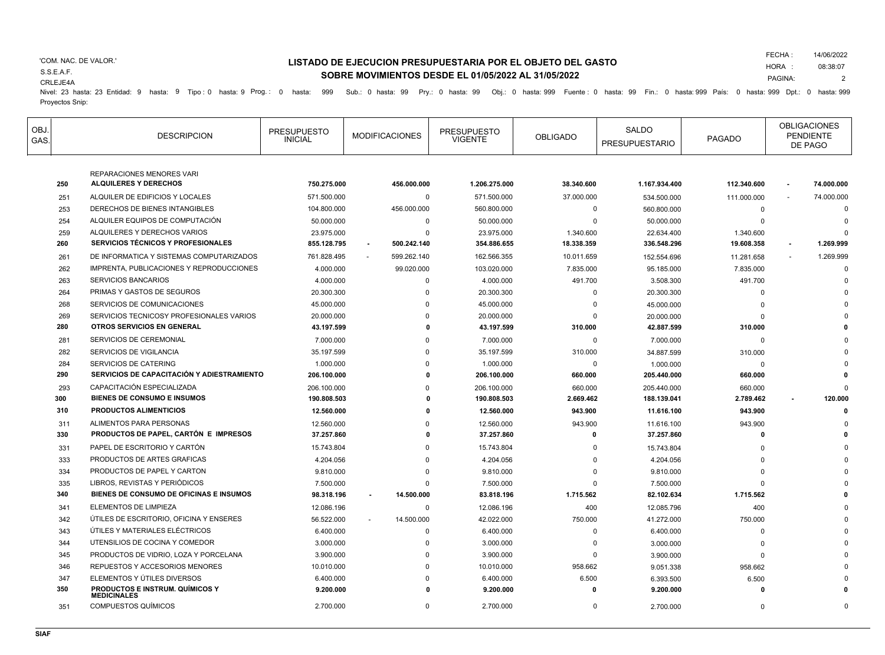'COM. NAC. DE VALOR.'
S.S.E.A.F.
CRLEJE4A

# LISTADO DE EJECUCION PRESUPUESTARIA POR EL OBJETO DEL GASTO

## SOBRE MOVIMIENTOS DESDE EL 01/05/2022 AL 31/05/2022

FECHA : 14/06/2022
HORA : 08:38:07
PAGINA: 2

Nivel: 23 hasta: 23 Entidad: 9 hasta: 9 Tipo : 0 hasta: 9 Prog. : 0 hasta: 999 Sub.: 0 hasta: 99 Pry.: 0 hasta: 99 Obj.: 0 hasta: 999 Fuente : 0 hasta: 99 Fin.: 0 hasta: 999 País: 0 hasta: 999 Dpt.: 0 hasta: 999
Proyectos Snip:

| OBJ. GAS. | DESCRIPCION | PRESUPUESTO INICIAL | MODIFICACIONES | PRESUPUESTO VIGENTE | OBLIGADO | SALDO PRESUPUESTARIO | PAGADO | OBLIGACIONES PENDIENTE DE PAGO |
|---|---|---|---|---|---|---|---|---|
| | REPARACIONES MENORES VARI | | | | | | | |
| **250** | **ALQUILERES Y DERECHOS** | **750.275.000** | **456.000.000** | **1.206.275.000** | **38.340.600** | **1.167.934.400** | **112.340.600** | **- 74.000.000** |
| 251 | ALQUILER DE EDIFICIOS Y LOCALES | 571.500.000 | 0 | 571.500.000 | 37.000.000 | 534.500.000 | 111.000.000 | - 74.000.000 |
| 253 | DERECHOS DE BIENES INTANGIBLES | 104.800.000 | 456.000.000 | 560.800.000 | 0 | 560.800.000 | 0 | 0 |
| 254 | ALQUILER EQUIPOS DE COMPUTACIÓN | 50.000.000 | 0 | 50.000.000 | 0 | 50.000.000 | 0 | 0 |
| 259 | ALQUILERES Y DERECHOS VARIOS | 23.975.000 | 0 | 23.975.000 | 1.340.600 | 22.634.400 | 1.340.600 | 0 |
| **260** | **SERVICIOS TÉCNICOS Y PROFESIONALES** | **855.128.795** | **- 500.242.140** | **354.886.655** | **18.338.359** | **336.548.296** | **19.608.358** | **- 1.269.999** |
| 261 | DE INFORMATICA Y SISTEMAS COMPUTARIZADOS | 761.828.495 | - 599.262.140 | 162.566.355 | 10.011.659 | 152.554.696 | 11.281.658 | - 1.269.999 |
| 262 | IMPRENTA, PUBLICACIONES Y REPRODUCCIONES | 4.000.000 | 99.020.000 | 103.020.000 | 7.835.000 | 95.185.000 | 7.835.000 | 0 |
| 263 | SERVICIOS BANCARIOS | 4.000.000 | 0 | 4.000.000 | 491.700 | 3.508.300 | 491.700 | 0 |
| 264 | PRIMAS Y GASTOS DE SEGUROS | 20.300.300 | 0 | 20.300.300 | 0 | 20.300.300 | 0 | 0 |
| 268 | SERVICIOS DE COMUNICACIONES | 45.000.000 | 0 | 45.000.000 | 0 | 45.000.000 | 0 | 0 |
| 269 | SERVICIOS TECNICOS Y PROFESIONALES VARIOS | 20.000.000 | 0 | 20.000.000 | 0 | 20.000.000 | 0 | 0 |
| **280** | **OTROS SERVICIOS EN GENERAL** | **43.197.599** | **0** | **43.197.599** | **310.000** | **42.887.599** | **310.000** | **0** |
| 281 | SERVICIOS DE CEREMONIAL | 7.000.000 | 0 | 7.000.000 | 0 | 7.000.000 | 0 | 0 |
| 282 | SERVICIOS DE VIGILANCIA | 35.197.599 | 0 | 35.197.599 | 310.000 | 34.887.599 | 310.000 | 0 |
| 284 | SERVICIOS DE CATERING | 1.000.000 | 0 | 1.000.000 | 0 | 1.000.000 | 0 | 0 |
| **290** | **SERVICIOS DE CAPACITACIÓN Y ADIESTRAMIENTO** | **206.100.000** | **0** | **206.100.000** | **660.000** | **205.440.000** | **660.000** | **0** |
| 293 | CAPACITACIÓN ESPECIALIZADA | 206.100.000 | 0 | 206.100.000 | 660.000 | 205.440.000 | 660.000 | 0 |
| **300** | **BIENES DE CONSUMO E INSUMOS** | **190.808.503** | **0** | **190.808.503** | **2.669.462** | **188.139.041** | **2.789.462** | **- 120.000** |
| **310** | **PRODUCTOS ALIMENTICIOS** | **12.560.000** | **0** | **12.560.000** | **943.900** | **11.616.100** | **943.900** | **0** |
| 311 | ALIMENTOS PARA PERSONAS | 12.560.000 | 0 | 12.560.000 | 943.900 | 11.616.100 | 943.900 | 0 |
| **330** | **PRODUCTOS DE PAPEL, CARTÓN E IMPRESOS** | **37.257.860** | **0** | **37.257.860** | **0** | **37.257.860** | **0** | **0** |
| 331 | PAPEL DE ESCRITORIO Y CARTÓN | 15.743.804 | 0 | 15.743.804 | 0 | 15.743.804 | 0 | 0 |
| 333 | PRODUCTOS DE ARTES GRAFICAS | 4.204.056 | 0 | 4.204.056 | 0 | 4.204.056 | 0 | 0 |
| 334 | PRODUCTOS DE PAPEL Y CARTON | 9.810.000 | 0 | 9.810.000 | 0 | 9.810.000 | 0 | 0 |
| 335 | LIBROS, REVISTAS Y PERIÓDICOS | 7.500.000 | 0 | 7.500.000 | 0 | 7.500.000 | 0 | 0 |
| **340** | **BIENES DE CONSUMO DE OFICINAS E INSUMOS** | **98.318.196** | **- 14.500.000** | **83.818.196** | **1.715.562** | **82.102.634** | **1.715.562** | **0** |
| 341 | ELEMENTOS DE LIMPIEZA | 12.086.196 | 0 | 12.086.196 | 400 | 12.085.796 | 400 | 0 |
| 342 | ÚTILES DE ESCRITORIO, OFICINA Y ENSERES | 56.522.000 | - 14.500.000 | 42.022.000 | 750.000 | 41.272.000 | 750.000 | 0 |
| 343 | ÚTILES Y MATERIALES ELÉCTRICOS | 6.400.000 | 0 | 6.400.000 | 0 | 6.400.000 | 0 | 0 |
| 344 | UTENSILIOS DE COCINA Y COMEDOR | 3.000.000 | 0 | 3.000.000 | 0 | 3.000.000 | 0 | 0 |
| 345 | PRODUCTOS DE VIDRIO, LOZA Y PORCELANA | 3.900.000 | 0 | 3.900.000 | 0 | 3.900.000 | 0 | 0 |
| 346 | REPUESTOS Y ACCESORIOS MENORES | 10.010.000 | 0 | 10.010.000 | 958.662 | 9.051.338 | 958.662 | 0 |
| 347 | ELEMENTOS Y ÚTILES DIVERSOS | 6.400.000 | 0 | 6.400.000 | 6.500 | 6.393.500 | 6.500 | 0 |
| **350** | **PRODUCTOS E INSTRUM. QUÍMICOS Y MEDICINALES** | **9.200.000** | **0** | **9.200.000** | **0** | **9.200.000** | **0** | **0** |
| 351 | COMPUESTOS QUÍMICOS | 2.700.000 | 0 | 2.700.000 | 0 | 2.700.000 | 0 | 0 |

SIAF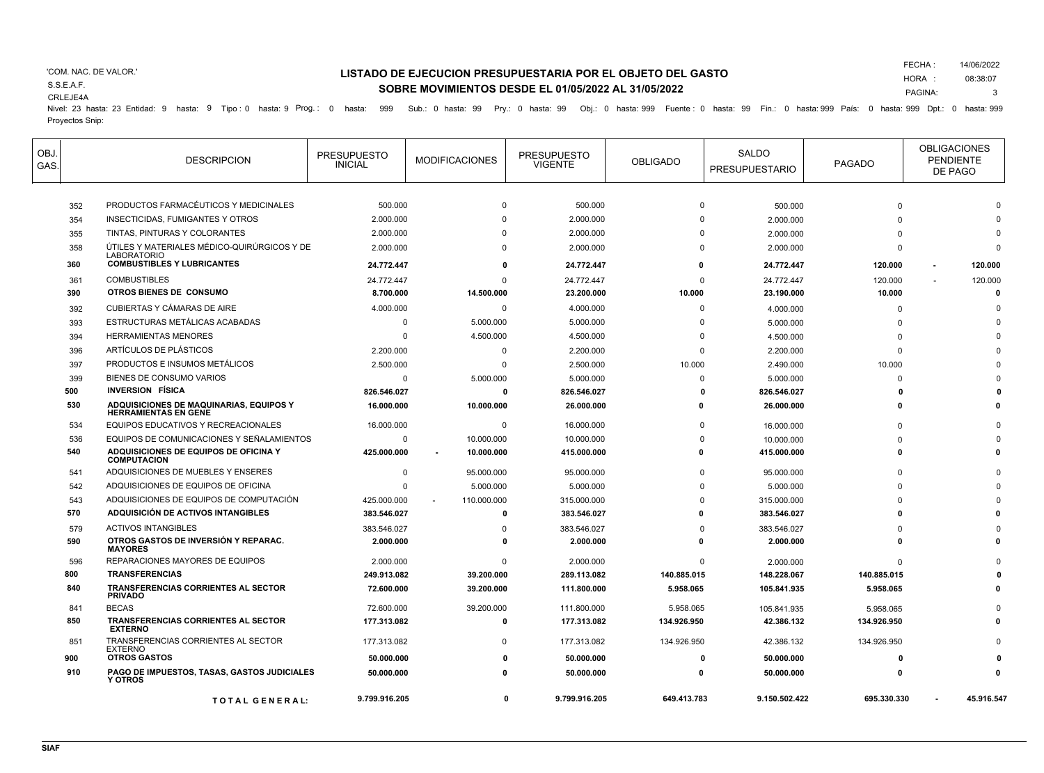'COM. NAC. DE VALOR.'
S.S.E.A.F.
CRLEJE4A

# LISTADO DE EJECUCION PRESUPUESTARIA POR EL OBJETO DEL GASTO
## SOBRE MOVIMIENTOS DESDE EL 01/05/2022 AL 31/05/2022

FECHA : 14/06/2022
HORA : 08:38:07

Nivel: 23 hasta: 23 Entidad: 9 hasta: 9 Tipo : 0 hasta: 9 Prog. : 0 hasta: 999 Sub.: 0 hasta: 99 Pry.: 0 hasta: 99 Obj.: 0 hasta: 999 Fuente : 0 hasta: 99 Fin.: 0 hasta: 999 País: 0 hasta: 999 Dpt.: 0 hasta: 999
Proyectos Snip:

| OBJ. GAS. | DESCRIPCION | PRESUPUESTO INICIAL | MODIFICACIONES | PRESUPUESTO VIGENTE | OBLIGADO | SALDO PRESUPUESTARIO | PAGADO | OBLIGACIONES PENDIENTE DE PAGO |
|---|---|---|---|---|---|---|---|---|
| 352 | PRODUCTOS FARMACÉUTICOS Y MEDICINALES | 500.000 | 0 | 500.000 | 0 | 500.000 | 0 | 0 |
| 354 | INSECTICIDAS, FUMIGANTES Y OTROS | 2.000.000 | 0 | 2.000.000 | 0 | 2.000.000 | 0 | 0 |
| 355 | TINTAS, PINTURAS Y COLORANTES | 2.000.000 | 0 | 2.000.000 | 0 | 2.000.000 | 0 | 0 |
| 358 | ÚTILES Y MATERIALES MÉDICO-QUIRÚRGICOS Y DE LABORATORIO | 2.000.000 | 0 | 2.000.000 | 0 | 2.000.000 | 0 | 0 |
| **360** | **COMBUSTIBLES Y LUBRICANTES** | **24.772.447** | **0** | **24.772.447** | **0** | **24.772.447** | **120.000** | **- 120.000** |
| 361 | COMBUSTIBLES | 24.772.447 | 0 | 24.772.447 | 0 | 24.772.447 | 120.000 | - 120.000 |
| **390** | **OTROS BIENES DE CONSUMO** | **8.700.000** | **14.500.000** | **23.200.000** | **10.000** | **23.190.000** | **10.000** | **0** |
| 392 | CUBIERTAS Y CÁMARAS DE AIRE | 4.000.000 | 0 | 4.000.000 | 0 | 4.000.000 | 0 | 0 |
| 393 | ESTRUCTURAS METÁLICAS ACABADAS | 0 | 5.000.000 | 5.000.000 | 0 | 5.000.000 | 0 | 0 |
| 394 | HERRAMIENTAS MENORES | 0 | 4.500.000 | 4.500.000 | 0 | 4.500.000 | 0 | 0 |
| 396 | ARTÍCULOS DE PLÁSTICOS | 2.200.000 | 0 | 2.200.000 | 0 | 2.200.000 | 0 | 0 |
| 397 | PRODUCTOS E INSUMOS METÁLICOS | 2.500.000 | 0 | 2.500.000 | 10.000 | 2.490.000 | 10.000 | 0 |
| 399 | BIENES DE CONSUMO VARIOS | 0 | 5.000.000 | 5.000.000 | 0 | 5.000.000 | 0 | 0 |
| **500** | **INVERSION FÍSICA** | **826.546.027** | **0** | **826.546.027** | **0** | **826.546.027** | **0** | **0** |
| **530** | **ADQUISICIONES DE MAQUINARIAS, EQUIPOS Y HERRAMIENTAS EN GENE** | **16.000.000** | **10.000.000** | **26.000.000** | **0** | **26.000.000** | **0** | **0** |
| 534 | EQUIPOS EDUCATIVOS Y RECREACIONALES | 16.000.000 | 0 | 16.000.000 | 0 | 16.000.000 | 0 | 0 |
| 536 | EQUIPOS DE COMUNICACIONES Y SEÑALAMIENTOS | 0 | 10.000.000 | 10.000.000 | 0 | 10.000.000 | 0 | 0 |
| **540** | **ADQUISICIONES DE EQUIPOS DE OFICINA Y COMPUTACION** | **425.000.000** | **- 10.000.000** | **415.000.000** | **0** | **415.000.000** | **0** | **0** |
| 541 | ADQUISICIONES DE MUEBLES Y ENSERES | 0 | 95.000.000 | 95.000.000 | 0 | 95.000.000 | 0 | 0 |
| 542 | ADQUISICIONES DE EQUIPOS DE OFICINA | 0 | 5.000.000 | 5.000.000 | 0 | 5.000.000 | 0 | 0 |
| 543 | ADQUISICIONES DE EQUIPOS DE COMPUTACIÓN | 425.000.000 | - 110.000.000 | 315.000.000 | 0 | 315.000.000 | 0 | 0 |
| **570** | **ADQUISICIÓN DE ACTIVOS INTANGIBLES** | **383.546.027** | **0** | **383.546.027** | **0** | **383.546.027** | **0** | **0** |
| 579 | ACTIVOS INTANGIBLES | 383.546.027 | 0 | 383.546.027 | 0 | 383.546.027 | 0 | 0 |
| **590** | **OTROS GASTOS DE INVERSIÓN Y REPARAC. MAYORES** | **2.000.000** | **0** | **2.000.000** | **0** | **2.000.000** | **0** | **0** |
| 596 | REPARACIONES MAYORES DE EQUIPOS | 2.000.000 | 0 | 2.000.000 | 0 | 2.000.000 | 0 | 0 |
| **800** | **TRANSFERENCIAS** | **249.913.082** | **39.200.000** | **289.113.082** | **140.885.015** | **148.228.067** | **140.885.015** | **0** |
| **840** | **TRANSFERENCIAS CORRIENTES AL SECTOR PRIVADO** | **72.600.000** | **39.200.000** | **111.800.000** | **5.958.065** | **105.841.935** | **5.958.065** | **0** |
| 841 | BECAS | 72.600.000 | 39.200.000 | 111.800.000 | 5.958.065 | 105.841.935 | 5.958.065 | 0 |
| **850** | **TRANSFERENCIAS CORRIENTES AL SECTOR EXTERNO** | **177.313.082** | **0** | **177.313.082** | **134.926.950** | **42.386.132** | **134.926.950** | **0** |
| 851 | TRANSFERENCIAS CORRIENTES AL SECTOR EXTERNO | 177.313.082 | 0 | 177.313.082 | 134.926.950 | 42.386.132 | 134.926.950 | 0 |
| **900** | **OTROS GASTOS** | **50.000.000** | **0** | **50.000.000** | **0** | **50.000.000** | **0** | **0** |
| **910** | **PAGO DE IMPUESTOS, TASAS, GASTOS JUDICIALES Y OTROS** | **50.000.000** | **0** | **50.000.000** | **0** | **50.000.000** | **0** | **0** |
| | **TOTAL GENERAL:** | **9.799.916.205** | **0** | **9.799.916.205** | **649.413.783** | **9.150.502.422** | **695.330.330** | **- 45.916.547** |

SIAF